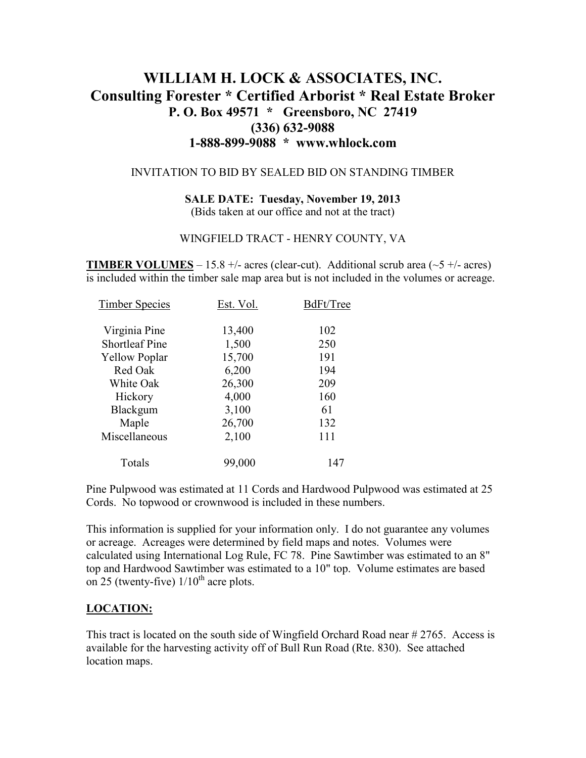# WILLIAM H. LOCK & ASSOCIATES, INC.
## Consulting Forester * Certified Arborist * Real Estate Broker
**P. O. Box 49571 * Greensboro, NC 27419**
**(336) 632-9088**
**1-888-899-9088 * www.whlock.com**

INVITATION TO BID BY SEALED BID ON STANDING TIMBER

**SALE DATE: Tuesday, November 19, 2013**
(Bids taken at our office and not at the tract)

WINGFIELD TRACT - HENRY COUNTY, VA

**TIMBER VOLUMES** – 15.8 +/- acres (clear-cut). Additional scrub area (~5 +/- acres) is included within the timber sale map area but is not included in the volumes or acreage.

| Timber Species | Est. Vol. | BdFt/Tree |
|---|---|---|
| Virginia Pine | 13,400 | 102 |
| Shortleaf Pine | 1,500 | 250 |
| Yellow Poplar | 15,700 | 191 |
| Red Oak | 6,200 | 194 |
| White Oak | 26,300 | 209 |
| Hickory | 4,000 | 160 |
| Blackgum | 3,100 | 61 |
| Maple | 26,700 | 132 |
| Miscellaneous | 2,100 | 111 |
| Totals | 99,000 | 147 |

Pine Pulpwood was estimated at 11 Cords and Hardwood Pulpwood was estimated at 25 Cords. No topwood or crownwood is included in these numbers.

This information is supplied for your information only. I do not guarantee any volumes or acreage. Acreages were determined by field maps and notes. Volumes were calculated using International Log Rule, FC 78. Pine Sawtimber was estimated to an 8" top and Hardwood Sawtimber was estimated to a 10" top. Volume estimates are based on 25 (twenty-five) 1/10th acre plots.

**LOCATION:**

This tract is located on the south side of Wingfield Orchard Road near # 2765. Access is available for the harvesting activity off of Bull Run Road (Rte. 830). See attached location maps.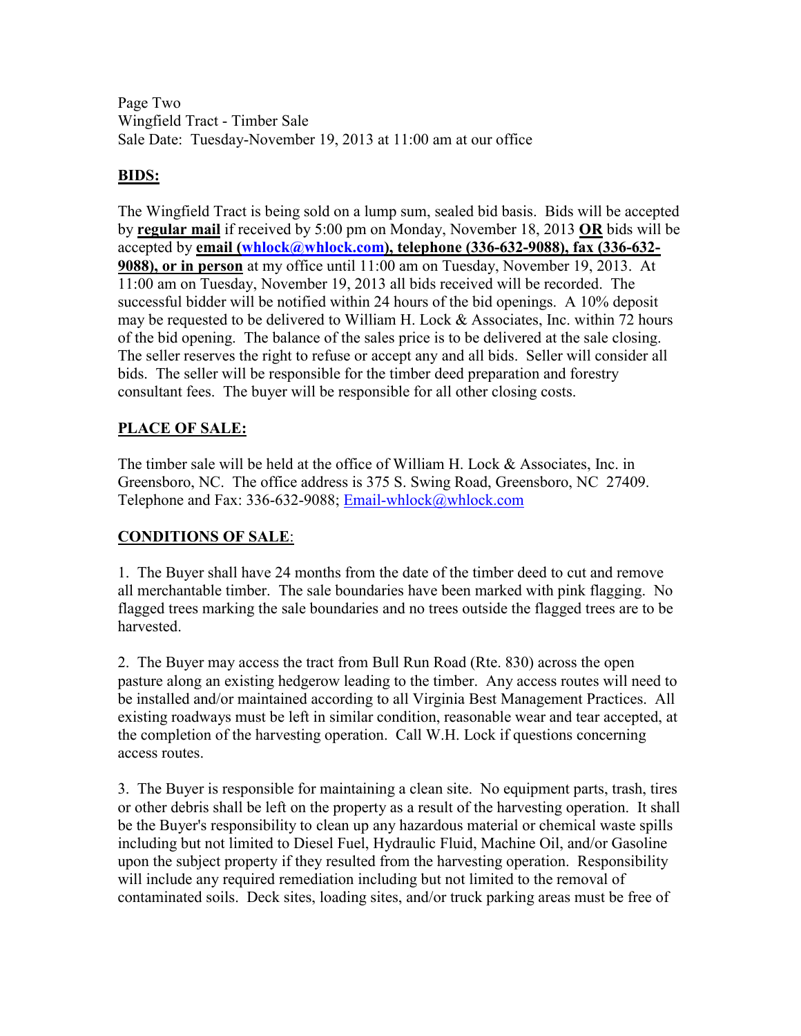Page Two
Wingfield Tract - Timber Sale
Sale Date: Tuesday-November 19, 2013 at 11:00 am at our office

## BIDS:

The Wingfield Tract is being sold on a lump sum, sealed bid basis. Bids will be accepted by **regular mail** if received by 5:00 pm on Monday, November 18, 2013 **OR** bids will be accepted by **email (whlock@whlock.com), telephone (336-632-9088), fax (336-632-9088), or in person** at my office until 11:00 am on Tuesday, November 19, 2013. At 11:00 am on Tuesday, November 19, 2013 all bids received will be recorded. The successful bidder will be notified within 24 hours of the bid openings. A 10% deposit may be requested to be delivered to William H. Lock & Associates, Inc. within 72 hours of the bid opening. The balance of the sales price is to be delivered at the sale closing. The seller reserves the right to refuse or accept any and all bids. Seller will consider all bids. The seller will be responsible for the timber deed preparation and forestry consultant fees. The buyer will be responsible for all other closing costs.

## PLACE OF SALE:

The timber sale will be held at the office of William H. Lock & Associates, Inc. in Greensboro, NC. The office address is 375 S. Swing Road, Greensboro, NC 27409. Telephone and Fax: 336-632-9088; Email-whlock@whlock.com

## CONDITIONS OF SALE:

1. The Buyer shall have 24 months from the date of the timber deed to cut and remove all merchantable timber. The sale boundaries have been marked with pink flagging. No flagged trees marking the sale boundaries and no trees outside the flagged trees are to be harvested.

2. The Buyer may access the tract from Bull Run Road (Rte. 830) across the open pasture along an existing hedgerow leading to the timber. Any access routes will need to be installed and/or maintained according to all Virginia Best Management Practices. All existing roadways must be left in similar condition, reasonable wear and tear accepted, at the completion of the harvesting operation. Call W.H. Lock if questions concerning access routes.

3. The Buyer is responsible for maintaining a clean site. No equipment parts, trash, tires or other debris shall be left on the property as a result of the harvesting operation. It shall be the Buyer's responsibility to clean up any hazardous material or chemical waste spills including but not limited to Diesel Fuel, Hydraulic Fluid, Machine Oil, and/or Gasoline upon the subject property if they resulted from the harvesting operation. Responsibility will include any required remediation including but not limited to the removal of contaminated soils. Deck sites, loading sites, and/or truck parking areas must be free of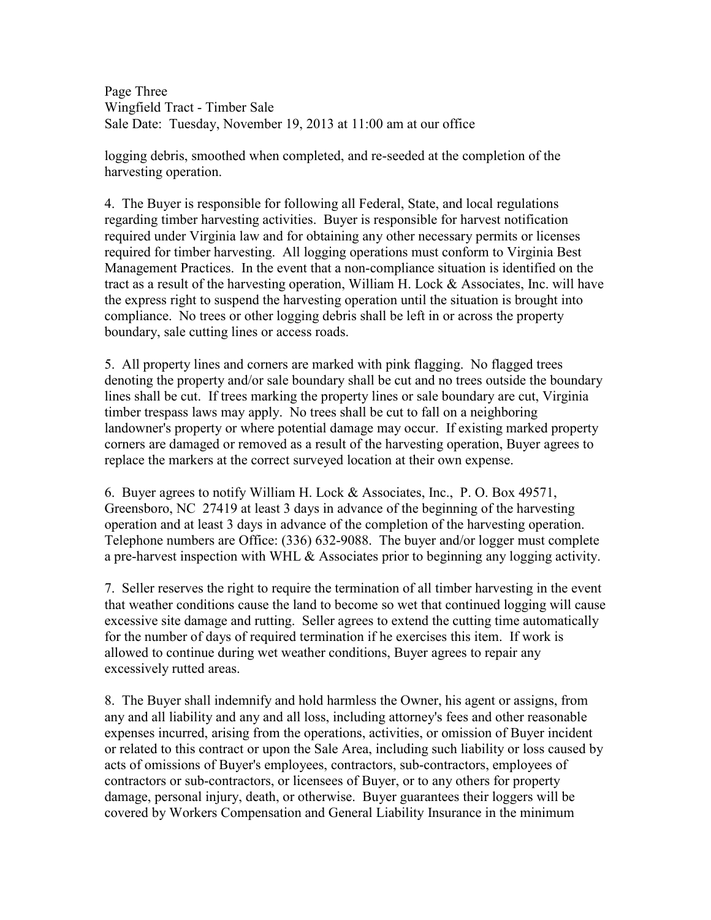logging debris, smoothed when completed, and re-seeded at the completion of the harvesting operation.

4. The Buyer is responsible for following all Federal, State, and local regulations regarding timber harvesting activities. Buyer is responsible for harvest notification required under Virginia law and for obtaining any other necessary permits or licenses required for timber harvesting. All logging operations must conform to Virginia Best Management Practices. In the event that a non-compliance situation is identified on the tract as a result of the harvesting operation, William H. Lock & Associates, Inc. will have the express right to suspend the harvesting operation until the situation is brought into compliance. No trees or other logging debris shall be left in or across the property boundary, sale cutting lines or access roads.

5. All property lines and corners are marked with pink flagging. No flagged trees denoting the property and/or sale boundary shall be cut and no trees outside the boundary lines shall be cut. If trees marking the property lines or sale boundary are cut, Virginia timber trespass laws may apply. No trees shall be cut to fall on a neighboring landowner's property or where potential damage may occur. If existing marked property corners are damaged or removed as a result of the harvesting operation, Buyer agrees to replace the markers at the correct surveyed location at their own expense.

6. Buyer agrees to notify William H. Lock & Associates, Inc., P. O. Box 49571, Greensboro, NC 27419 at least 3 days in advance of the beginning of the harvesting operation and at least 3 days in advance of the completion of the harvesting operation. Telephone numbers are Office: (336) 632-9088. The buyer and/or logger must complete a pre-harvest inspection with WHL & Associates prior to beginning any logging activity.

7. Seller reserves the right to require the termination of all timber harvesting in the event that weather conditions cause the land to become so wet that continued logging will cause excessive site damage and rutting. Seller agrees to extend the cutting time automatically for the number of days of required termination if he exercises this item. If work is allowed to continue during wet weather conditions, Buyer agrees to repair any excessively rutted areas.

8. The Buyer shall indemnify and hold harmless the Owner, his agent or assigns, from any and all liability and any and all loss, including attorney's fees and other reasonable expenses incurred, arising from the operations, activities, or omission of Buyer incident or related to this contract or upon the Sale Area, including such liability or loss caused by acts of omissions of Buyer's employees, contractors, sub-contractors, employees of contractors or sub-contractors, or licensees of Buyer, or to any others for property damage, personal injury, death, or otherwise. Buyer guarantees their loggers will be covered by Workers Compensation and General Liability Insurance in the minimum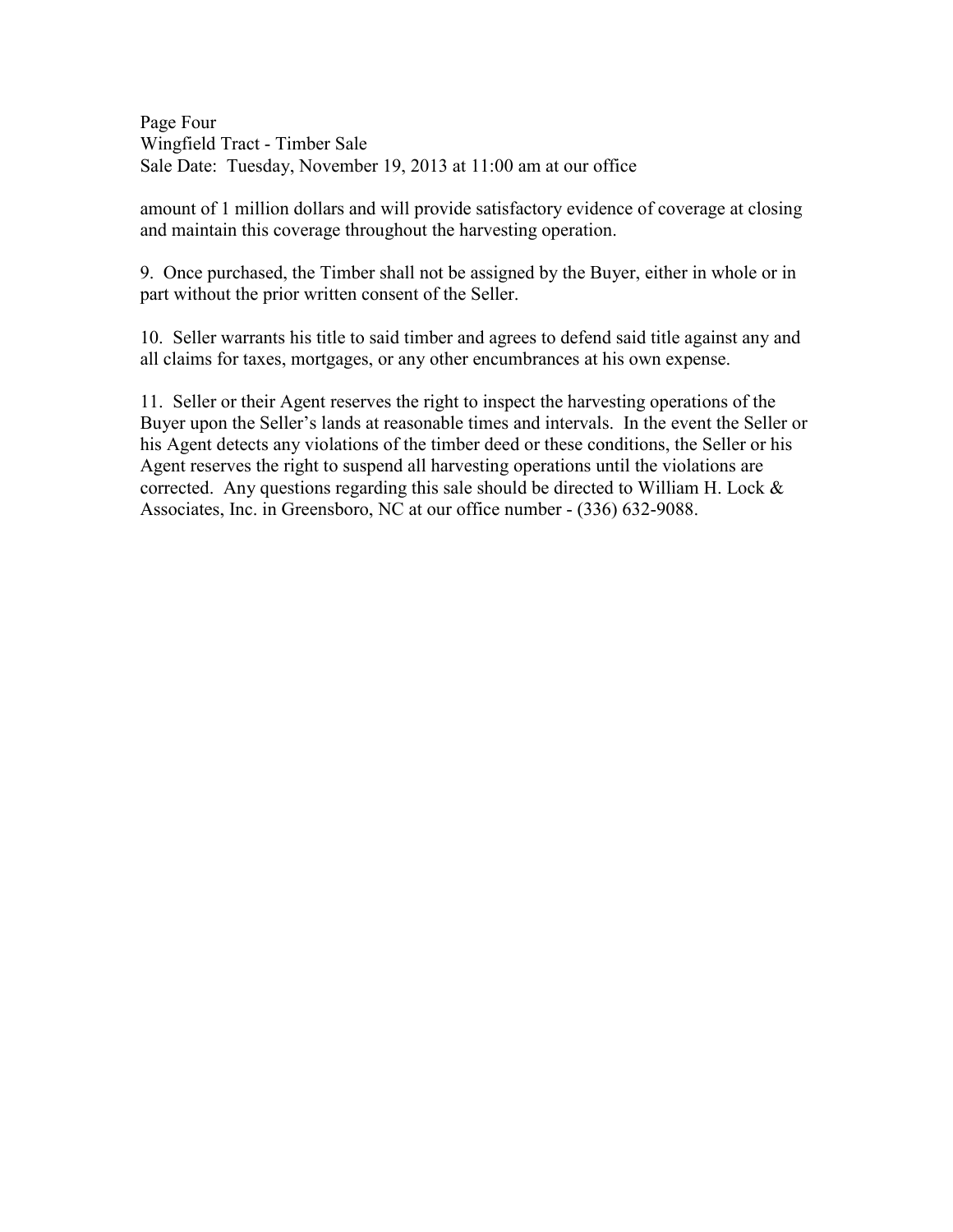amount of 1 million dollars and will provide satisfactory evidence of coverage at closing and maintain this coverage throughout the harvesting operation.

9. Once purchased, the Timber shall not be assigned by the Buyer, either in whole or in part without the prior written consent of the Seller.

10. Seller warrants his title to said timber and agrees to defend said title against any and all claims for taxes, mortgages, or any other encumbrances at his own expense.

11. Seller or their Agent reserves the right to inspect the harvesting operations of the Buyer upon the Seller's lands at reasonable times and intervals. In the event the Seller or his Agent detects any violations of the timber deed or these conditions, the Seller or his Agent reserves the right to suspend all harvesting operations until the violations are corrected. Any questions regarding this sale should be directed to William H. Lock & Associates, Inc. in Greensboro, NC at our office number - (336) 632-9088.